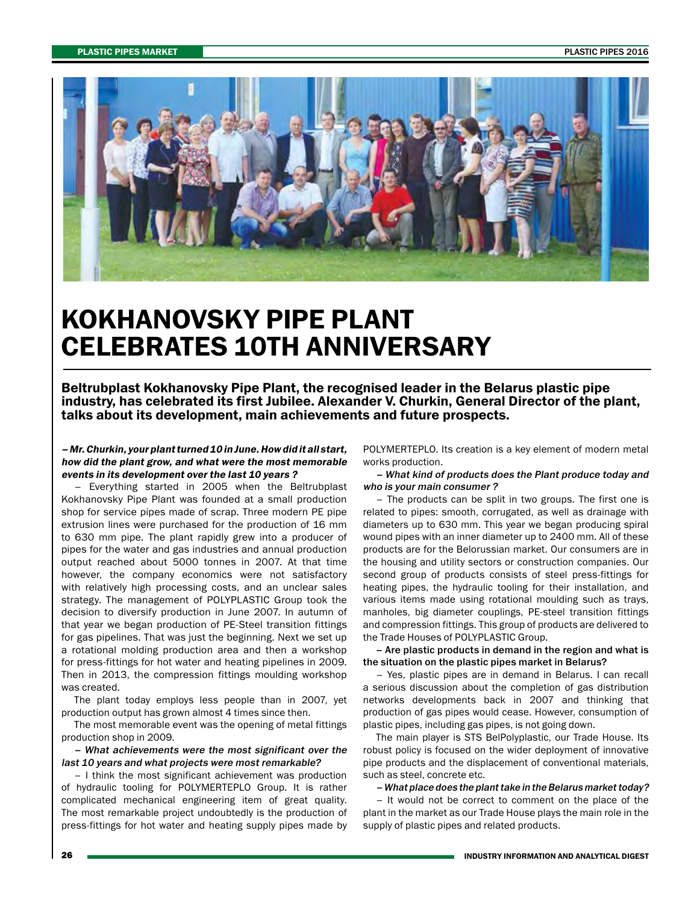# KOKHANOVSKY PIPE PLANT CELEBRATES 10TH ANNIVERSARY

**Beltrubplast Kokhanovsky Pipe Plant, the recognised leader in the Belarus plastic pipe industry, has celebrated its first Jubilee. Alexander V. Churkin, General Director of the plant, talks about its development, main achievements and future prospects.**

***– Mr. Churkin, your plant turned 10 in June. How did it all start, how did the plant grow, and what were the most memorable events in its development over the last 10 years ?***

– Everything started in 2005 when the Beltrubplast Kokhanovsky Pipe Plant was founded at a small production shop for service pipes made of scrap. Three modern PE pipe extrusion lines were purchased for the production of 16 mm to 630 mm pipe. The plant rapidly grew into a producer of pipes for the water and gas industries and annual production output reached about 5000 tonnes in 2007. At that time however, the company economics were not satisfactory with relatively high processing costs, and an unclear sales strategy. The management of POLYPLASTIC Group took the decision to diversify production in June 2007. In autumn of that year we began production of PE-Steel transition fittings for gas pipelines. That was just the beginning. Next we set up a rotational molding production area and then a workshop for press-fittings for hot water and heating pipelines in 2009. Then in 2013, the compression fittings moulding workshop was created.

The plant today employs less people than in 2007, yet production output has grown almost 4 times since then.

The most memorable event was the opening of metal fittings production shop in 2009.

*– What achievements were the most significant over the last 10 years and what projects were most remarkable?*

– I think the most significant achievement was production of hydraulic tooling for POLYMERTEPLO Group. It is rather complicated mechanical engineering item of great quality. The most remarkable project undoubtedly is the production of press-fittings for hot water and heating supply pipes made by POLYMERTEPLO. Its creation is a key element of modern metal works production.

*– What kind of products does the Plant produce today and who is your main consumer ?*

– The products can be split in two groups. The first one is related to pipes: smooth, corrugated, as well as drainage with diameters up to 630 mm. This year we began producing spiral wound pipes with an inner diameter up to 2400 mm. All of these products are for the Belorussian market. Our consumers are in the housing and utility sectors or construction companies. Our second group of products consists of steel press-fittings for heating pipes, the hydraulic tooling for their installation, and various items made using rotational moulding such as trays, manholes, big diameter couplings, PE-steel transition fittings and compression fittings. This group of products are delivered to the Trade Houses of POLYPLASTIC Group.

**– Are plastic products in demand in the region and what is the situation on the plastic pipes market in Belarus?**

– Yes, plastic pipes are in demand in Belarus. I can recall a serious discussion about the completion of gas distribution networks developments back in 2007 and thinking that production of gas pipes would cease. However, consumption of plastic pipes, including gas pipes, is not going down.

The main player is STS BelPolyplastic, our Trade House. Its robust policy is focused on the wider deployment of innovative pipe products and the displacement of conventional materials, such as steel, concrete etc.

*– What place does the plant take in the Belarus market today?*

– It would not be correct to comment on the place of the plant in the market as our Trade House plays the main role in the supply of plastic pipes and related products.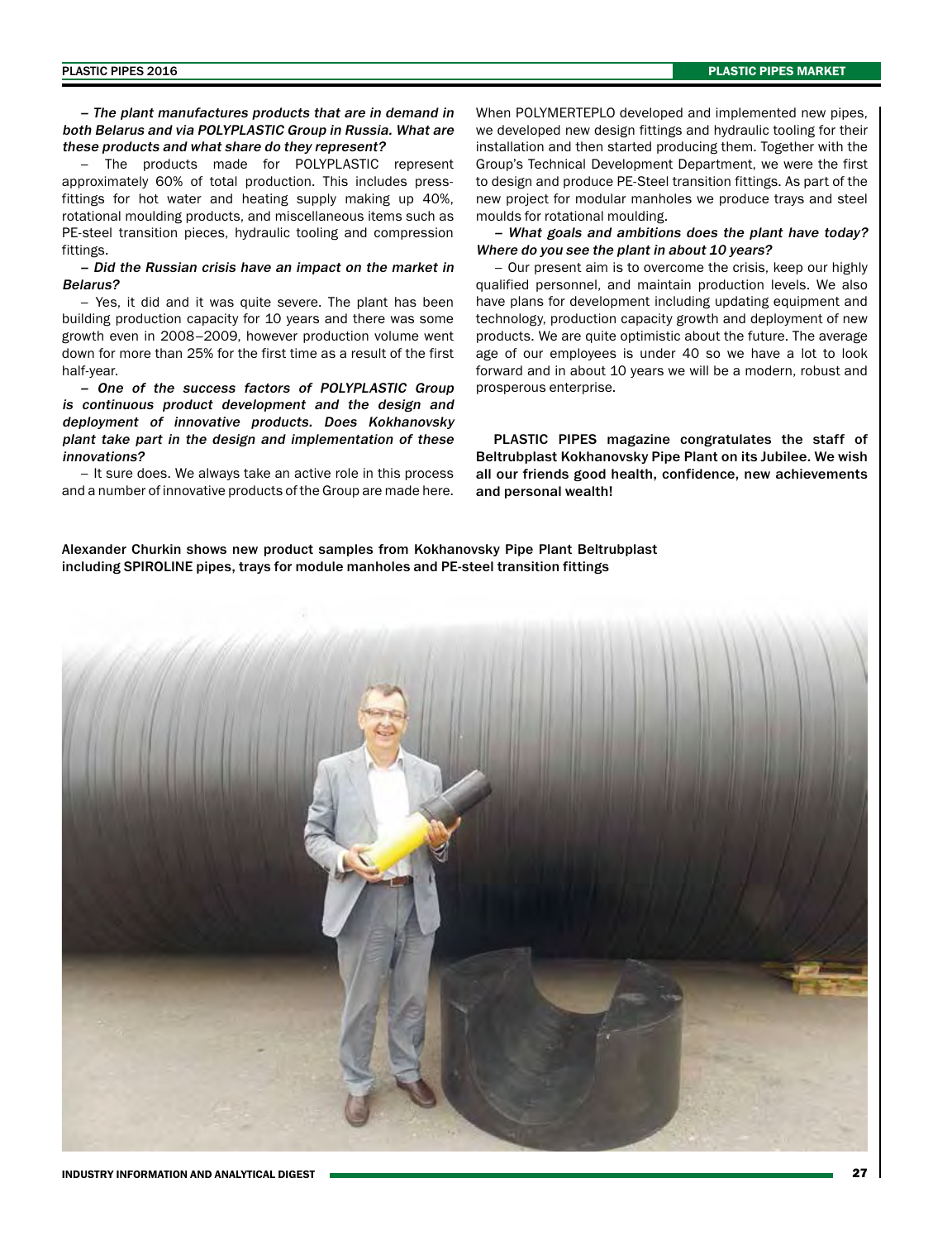*– The plant manufactures products that are in demand in both Belarus and via POLYPLASTIC Group in Russia. What are these products and what share do they represent?*

– The products made for POLYPLASTIC represent approximately 60% of total production. This includes press-fittings for hot water and heating supply making up 40%, rotational moulding products, and miscellaneous items such as PE-steel transition pieces, hydraulic tooling and compression fittings.

*– Did the Russian crisis have an impact on the market in Belarus?*

– Yes, it did and it was quite severe. The plant has been building production capacity for 10 years and there was some growth even in 2008–2009, however production volume went down for more than 25% for the first time as a result of the first half-year.

***– One of the success factors of POLYPLASTIC Group is continuous product development and the design and deployment of innovative products. Does Kokhanovsky plant take part in the design and implementation of these innovations?***

– It sure does. We always take an active role in this process and a number of innovative products of the Group are made here. When POLYMERTEPLO developed and implemented new pipes, we developed new design fittings and hydraulic tooling for their installation and then started producing them. Together with the Group's Technical Development Department, we were the first to design and produce PE-Steel transition fittings. As part of the new project for modular manholes we produce trays and steel moulds for rotational moulding.

*– What goals and ambitions does the plant have today? Where do you see the plant in about 10 years?*

– Our present aim is to overcome the crisis, keep our highly qualified personnel, and maintain production levels. We also have plans for development including updating equipment and technology, production capacity growth and deployment of new products. We are quite optimistic about the future. The average age of our employees is under 40 so we have a lot to look forward and in about 10 years we will be a modern, robust and prosperous enterprise.

**PLASTIC PIPES magazine congratulates the staff of Beltrubplast Kokhanovsky Pipe Plant on its Jubilee. We wish all our friends good health, confidence, new achievements and personal wealth!**

Alexander Churkin shows new product samples from Kokhanovsky Pipe Plant Beltrubplast including SPIROLINE pipes, trays for module manholes and PE-steel transition fittings